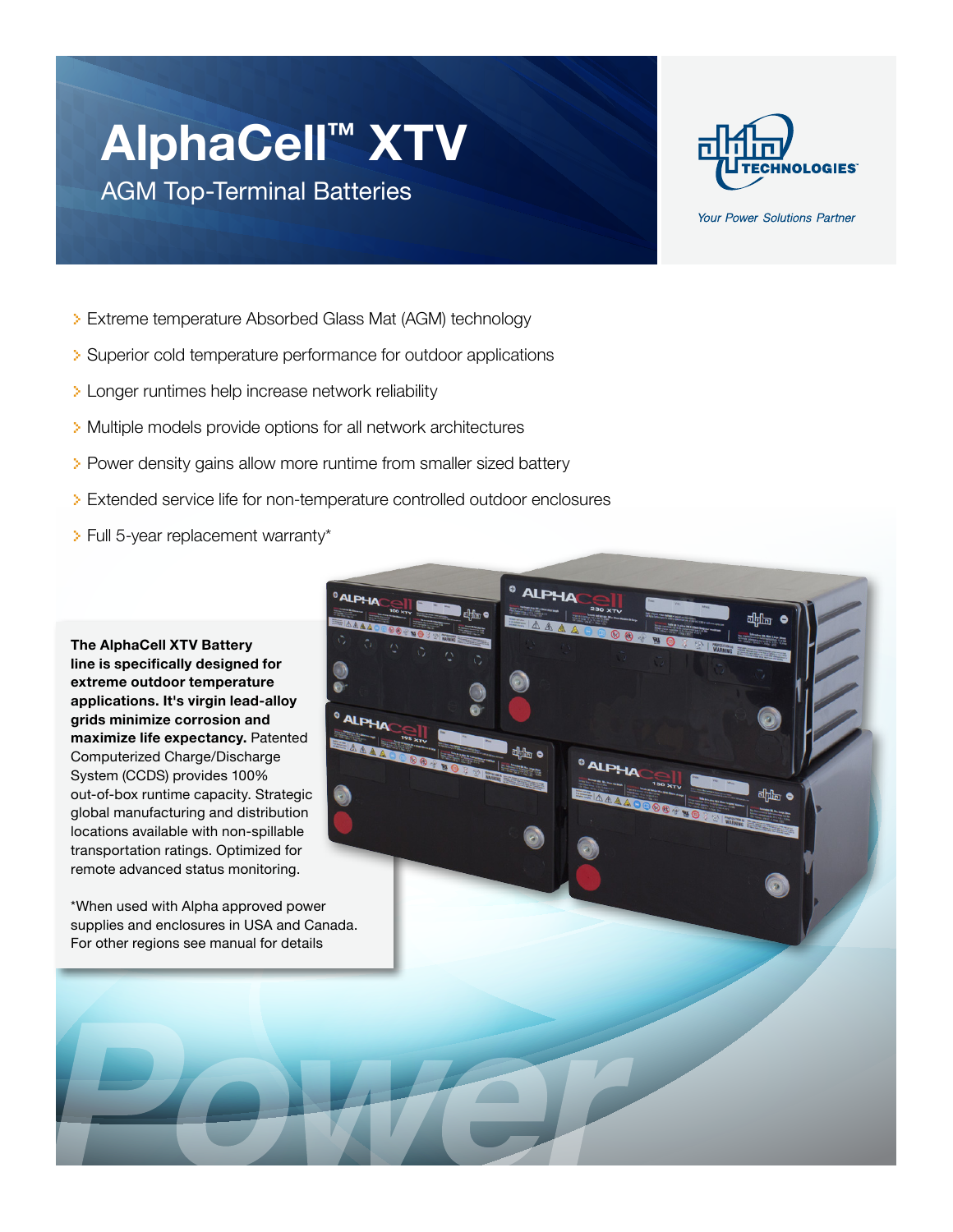# AlphaCell™ XTV

## AGM Top-Terminal Batteries

Alpha Technologies

*Your Power Solutions Partner*

- Extreme temperature Absorbed Glass Mat (AGM) technology
- Superior cold temperature performance for outdoor applications
- Longer runtimes help increase network reliability
- Multiple models provide options for all network architectures
- Power density gains allow more runtime from smaller sized battery
- Extended service life for non-temperature controlled outdoor enclosures
- Full 5-year replacement warranty*

**The AlphaCell XTV Battery line is specifically designed for extreme outdoor temperature applications. It's virgin lead-alloy grids minimize corrosion and maximize life expectancy.** Patented Computerized Charge/Discharge System (CCDS) provides 100% out-of-box runtime capacity. Strategic global manufacturing and distribution locations available with non-spillable transportation ratings. Optimized for remote advanced status monitoring.

*When used with Alpha approved power supplies and enclosures in USA and Canada. For other regions see manual for details

Power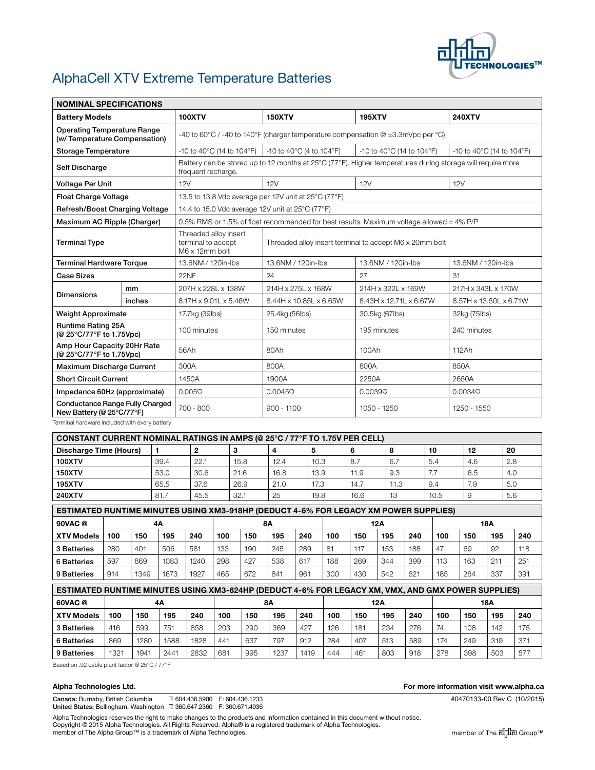# AlphaCell XTV Extreme Temperature Batteries

| NOMINAL SPECIFICATIONS | | | | | |
|---|---|---|---|---|---|
| **Battery Models** | | **100XTV** | **150XTV** | **195XTV** | **240XTV** |
| **Operating Temperature Range (w/ Temperature Compensation)** | | -40 to 60°C / -40 to 140°F (charger temperature compensation @ ±3.3mVpc per °C) | | | |
| **Storage Temperature** | | -10 to 40°C (14 to 104°F) | -10 to 40°C (4 to 104°F) | -10 to 40°C (14 to 104°F) | -10 to 40°C (14 to 104°F) |
| **Self Discharge** | | Battery can be stored up to 12 months at 25°C (77°F). Higher temperatures during storage will require more frequent recharge. | | | |
| **Voltage Per Unit** | | 12V | 12V | 12V | 12V |
| **Float Charge Voltage** | | 13.5 to 13.8 Vdc average per 12V unit at 25°C (77°F) | | | |
| **Refresh/Boost Charging Voltage** | | 14.4 to 15.0 Vdc average 12V unit at 25°C (77°F) | | | |
| **Maximum AC Ripple (Charger)** | | 0.5% RMS or 1.5% of float recommended for best results. Maximum voltage allowed = 4% P/P | | | |
| **Terminal Type** | | Threaded alloy insert terminal to accept M6 x 12mm bolt | Threaded alloy insert terminal to accept M6 x 20mm bolt | | |
| **Terminal Hardware Torque** | | 13.6NM / 120in-lbs | 13.6NM / 120in-lbs | 13.6NM / 120in-lbs | 13.6NM / 120in-lbs |
| **Case Sizes** | | 22NF | 24 | 27 | 31 |
| **Dimensions** | **mm** | 207H x 228L x 138W | 214H x 275L x 168W | 214H x 322L x 169W | 217H x 343L x 170W |
| | **inches** | 8.17H x 9.01L x 5.46W | 8.44H x 10.85L x 6.65W | 8.43H x 12.71L x 6.67W | 8.57H x 13.50L x 6.71W |
| **Weight Approximate** | | 17.7kg (39lbs) | 25.4kg (56lbs) | 30.5kg (67lbs) | 32kg (75lbs) |
| **Runtime Rating 25A (@ 25°C/77°F to 1.75Vpc)** | | 100 minutes | 150 minutes | 195 minutes | 240 minutes |
| **Amp Hour Capacity 20Hr Rate (@ 25°C/77°F to 1.75Vpc)** | | 56Ah | 80Ah | 100Ah | 112Ah |
| **Maximum Discharge Current** | | 300A | 800A | 800A | 850A |
| **Short Circuit Current** | | 1450A | 1900A | 2250A | 2650A |
| **Impedance 60Hz (approximate)** | | 0.005Ω | 0.0045Ω | 0.0039Ω | 0.0034Ω |
| **Conductance Range Fully Charged New Battery (@ 25°C/77°F)** | | 700 - 800 | 900 - 1100 | 1050 - 1250 | 1250 - 1550 |

Terminal hardware included with every battery

| CONSTANT CURRENT NOMINAL RATINGS IN AMPS (@ 25°C / 77°F TO 1.75V PER CELL) | | | | | | | | | | |
|---|---|---|---|---|---|---|---|---|---|---|
| **Discharge Time (Hours)** | **1** | **2** | **3** | **4** | **5** | **6** | **8** | **10** | **12** | **20** |
| **100XTV** | 39.4 | 22.1 | 15.8 | 12.4 | 10.3 | 8.7 | 6.7 | 5.4 | 4.6 | 2.8 |
| **150XTV** | 53.0 | 30.6 | 21.6 | 16.8 | 13.9 | 11.9 | 9.3 | 7.7 | 6.5 | 4.0 |
| **195XTV** | 65.5 | 37.6 | 26.9 | 21.0 | 17.3 | 14.7 | 11.3 | 9.4 | 7.9 | 5.0 |
| **240XTV** | 81.7 | 45.5 | 32.1 | 25 | 19.8 | 16.6 | 13 | 10.5 | 9 | 5.6 |

| ESTIMATED RUNTIME MINUTES USING XM3-918HP (DEDUCT 4-6% FOR LEGACY XM POWER SUPPLIES) | | | | | | | | | | | | | | | | |
|---|---|---|---|---|---|---|---|---|---|---|---|---|---|---|---|---|
| **90VAC @** | **4A** | | | | **8A** | | | | **12A** | | | | **18A** | | | |
| **XTV Models** | **100** | **150** | **195** | **240** | **100** | **150** | **195** | **240** | **100** | **150** | **195** | **240** | **100** | **150** | **195** | **240** |
| **3 Batteries** | 280 | 401 | 506 | 581 | 133 | 190 | 245 | 289 | 81 | 117 | 153 | 188 | 47 | 69 | 92 | 118 |
| **6 Batteries** | 597 | 869 | 1083 | 1240 | 298 | 427 | 538 | 617 | 188 | 269 | 344 | 399 | 113 | 163 | 211 | 251 |
| **9 Batteries** | 914 | 1349 | 1673 | 1927 | 465 | 672 | 841 | 961 | 300 | 430 | 542 | 621 | 185 | 264 | 337 | 391 |

| ESTIMATED RUNTIME MINUTES USING XM3-624HP (DEDUCT 4-6% FOR LEGACY XM, VMX, AND GMX POWER SUPPLIES) | | | | | | | | | | | | | | | | |
|---|---|---|---|---|---|---|---|---|---|---|---|---|---|---|---|---|
| **60VAC @** | **4A** | | | | **8A** | | | | **12A** | | | | **18A** | | | |
| **XTV Models** | **100** | **150** | **195** | **240** | **100** | **150** | **195** | **240** | **100** | **150** | **195** | **240** | **100** | **150** | **195** | **240** |
| **3 Batteries** | 416 | 599 | 751 | 858 | 203 | 290 | 369 | 427 | 126 | 181 | 234 | 276 | 74 | 108 | 142 | 175 |
| **6 Batteries** | 869 | 1280 | 1588 | 1828 | 441 | 637 | 797 | 912 | 284 | 407 | 513 | 589 | 174 | 249 | 319 | 371 |
| **9 Batteries** | 1321 | 1941 | 2441 | 2832 | 681 | 995 | 1237 | 1419 | 444 | 461 | 803 | 918 | 278 | 398 | 503 | 577 |

Based on .92 cable plant factor @ 25°C / 77°F

**Alpha Technologies Ltd.**

**For more information visit www.alpha.ca**

**Canada:** Burnaby, British Columbia T: 604.436.5900 F: 604.436.1233
**United States:** Bellingham, Washington T: 360.647.2360 F: 360.671.4936

#0470133-00 Rev C (10/2015)

Alpha Technologies reserves the right to make changes to the products and information contained in this document without notice.
Copyright © 2015 Alpha Technologies. All Rights Reserved. Alpha® is a registered trademark of Alpha Technologies.
member of The Alpha Group™ is a trademark of Alpha Technologies.

member of The Alpha Group™